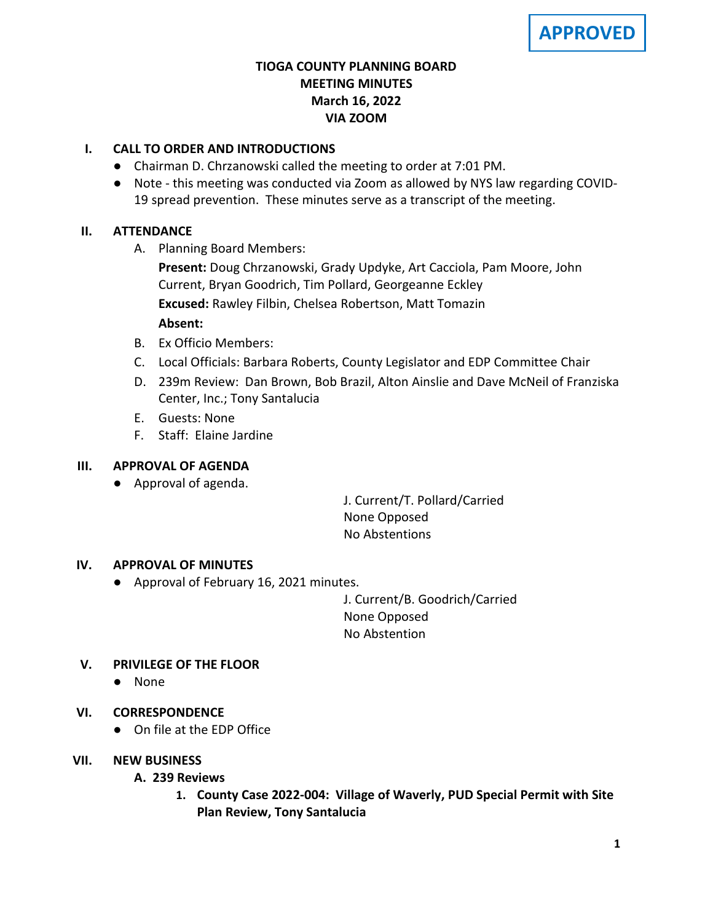APPROVED

# TIOGA COUNTY PLANNING BOARD
## MEETING MINUTES
## March 16, 2022
## VIA ZOOM

## I. CALL TO ORDER AND INTRODUCTIONS

- Chairman D. Chrzanowski called the meeting to order at 7:01 PM.
- Note - this meeting was conducted via Zoom as allowed by NYS law regarding COVID-19 spread prevention. These minutes serve as a transcript of the meeting.

## II. ATTENDANCE

A. Planning Board Members:

**Present:** Doug Chrzanowski, Grady Updyke, Art Cacciola, Pam Moore, John Current, Bryan Goodrich, Tim Pollard, Georgeanne Eckley

**Excused:** Rawley Filbin, Chelsea Robertson, Matt Tomazin

**Absent:**

B. Ex Officio Members:

C. Local Officials: Barbara Roberts, County Legislator and EDP Committee Chair

D. 239m Review: Dan Brown, Bob Brazil, Alton Ainslie and Dave McNeil of Franziska Center, Inc.; Tony Santalucia

E. Guests: None

F. Staff: Elaine Jardine

## III. APPROVAL OF AGENDA

- Approval of agenda.

J. Current/T. Pollard/Carried
None Opposed
No Abstentions

## IV. APPROVAL OF MINUTES

- Approval of February 16, 2021 minutes.

J. Current/B. Goodrich/Carried
None Opposed
No Abstention

## V. PRIVILEGE OF THE FLOOR

- None

## VI. CORRESPONDENCE

- On file at the EDP Office

## VII. NEW BUSINESS

### A. 239 Reviews

1. **County Case 2022-004: Village of Waverly, PUD Special Permit with Site Plan Review, Tony Santalucia**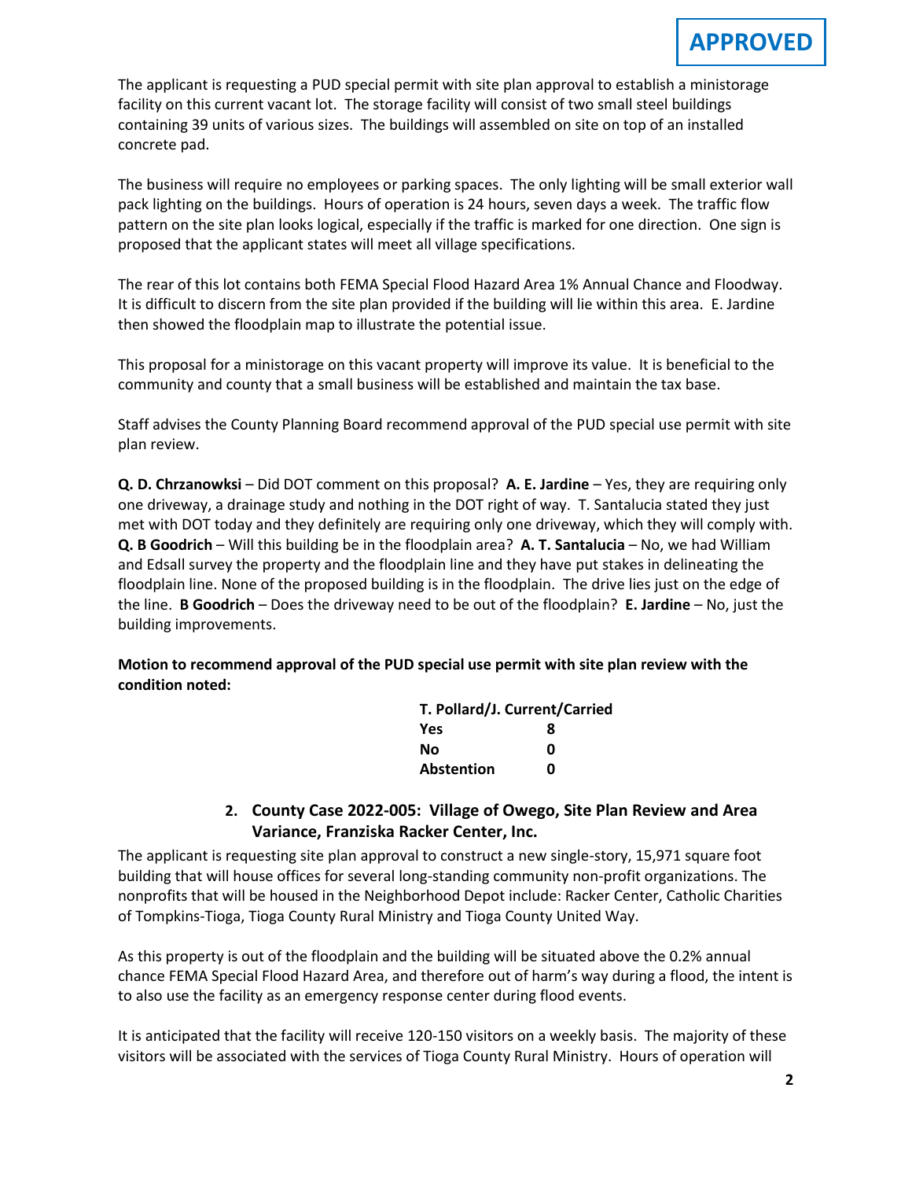**APPROVED**

The applicant is requesting a PUD special permit with site plan approval to establish a ministorage facility on this current vacant lot. The storage facility will consist of two small steel buildings containing 39 units of various sizes. The buildings will assembled on site on top of an installed concrete pad.

The business will require no employees or parking spaces. The only lighting will be small exterior wall pack lighting on the buildings. Hours of operation is 24 hours, seven days a week. The traffic flow pattern on the site plan looks logical, especially if the traffic is marked for one direction. One sign is proposed that the applicant states will meet all village specifications.

The rear of this lot contains both FEMA Special Flood Hazard Area 1% Annual Chance and Floodway. It is difficult to discern from the site plan provided if the building will lie within this area. E. Jardine then showed the floodplain map to illustrate the potential issue.

This proposal for a ministorage on this vacant property will improve its value. It is beneficial to the community and county that a small business will be established and maintain the tax base.

Staff advises the County Planning Board recommend approval of the PUD special use permit with site plan review.

**Q. D. Chrzanowksi** – Did DOT comment on this proposal? **A. E. Jardine** – Yes, they are requiring only one driveway, a drainage study and nothing in the DOT right of way. T. Santalucia stated they just met with DOT today and they definitely are requiring only one driveway, which they will comply with. **Q. B Goodrich** – Will this building be in the floodplain area? **A. T. Santalucia** – No, we had William and Edsall survey the property and the floodplain line and they have put stakes in delineating the floodplain line. None of the proposed building is in the floodplain. The drive lies just on the edge of the line. **B Goodrich** – Does the driveway need to be out of the floodplain? **E. Jardine** – No, just the building improvements.

**Motion to recommend approval of the PUD special use permit with site plan review with the condition noted:**

| T. Pollard/J. Current/Carried | |
|---|---|
| **Yes** | **8** |
| **No** | **0** |
| **Abstention** | **0** |

## 2. County Case 2022-005: Village of Owego, Site Plan Review and Area Variance, Franziska Racker Center, Inc.

The applicant is requesting site plan approval to construct a new single-story, 15,971 square foot building that will house offices for several long-standing community non-profit organizations. The nonprofits that will be housed in the Neighborhood Depot include: Racker Center, Catholic Charities of Tompkins-Tioga, Tioga County Rural Ministry and Tioga County United Way.

As this property is out of the floodplain and the building will be situated above the 0.2% annual chance FEMA Special Flood Hazard Area, and therefore out of harm's way during a flood, the intent is to also use the facility as an emergency response center during flood events.

It is anticipated that the facility will receive 120-150 visitors on a weekly basis. The majority of these visitors will be associated with the services of Tioga County Rural Ministry. Hours of operation will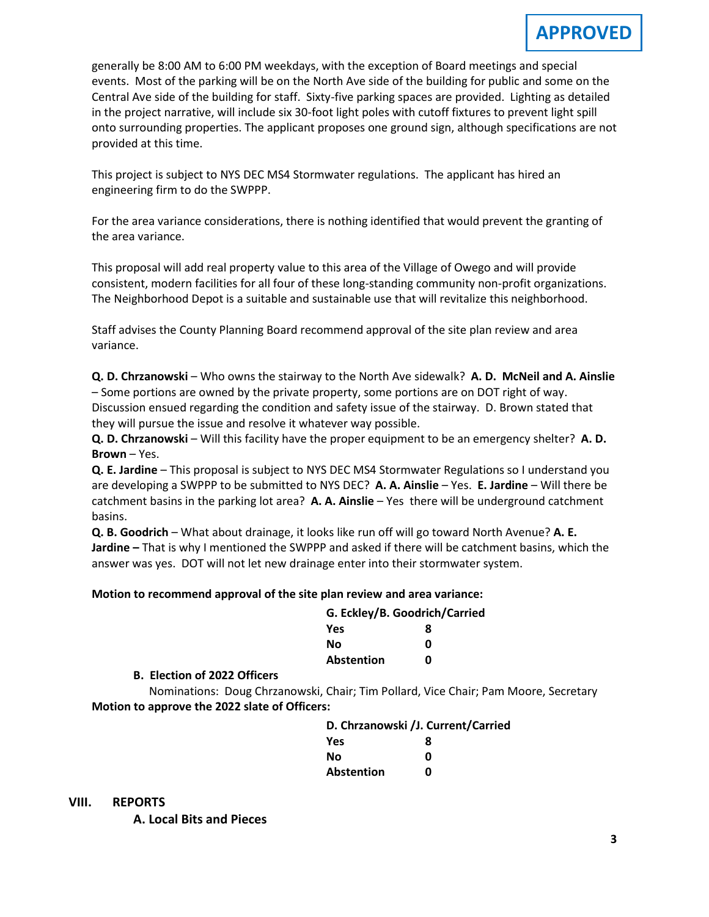**APPROVED**

generally be 8:00 AM to 6:00 PM weekdays, with the exception of Board meetings and special events. Most of the parking will be on the North Ave side of the building for public and some on the Central Ave side of the building for staff. Sixty-five parking spaces are provided. Lighting as detailed in the project narrative, will include six 30-foot light poles with cutoff fixtures to prevent light spill onto surrounding properties. The applicant proposes one ground sign, although specifications are not provided at this time.

This project is subject to NYS DEC MS4 Stormwater regulations. The applicant has hired an engineering firm to do the SWPPP.

For the area variance considerations, there is nothing identified that would prevent the granting of the area variance.

This proposal will add real property value to this area of the Village of Owego and will provide consistent, modern facilities for all four of these long-standing community non-profit organizations. The Neighborhood Depot is a suitable and sustainable use that will revitalize this neighborhood.

Staff advises the County Planning Board recommend approval of the site plan review and area variance.

**Q. D. Chrzanowski** – Who owns the stairway to the North Ave sidewalk? **A. D. McNeil and A. Ainslie** – Some portions are owned by the private property, some portions are on DOT right of way. Discussion ensued regarding the condition and safety issue of the stairway. D. Brown stated that they will pursue the issue and resolve it whatever way possible.

**Q. D. Chrzanowski** – Will this facility have the proper equipment to be an emergency shelter? **A. D. Brown** – Yes.

**Q. E. Jardine** – This proposal is subject to NYS DEC MS4 Stormwater Regulations so I understand you are developing a SWPPP to be submitted to NYS DEC? **A. A. Ainslie** – Yes. **E. Jardine** – Will there be catchment basins in the parking lot area? **A. A. Ainslie** – Yes there will be underground catchment basins.

**Q. B. Goodrich** – What about drainage, it looks like run off will go toward North Avenue? **A. E. Jardine –** That is why I mentioned the SWPPP and asked if there will be catchment basins, which the answer was yes. DOT will not let new drainage enter into their stormwater system.

**Motion to recommend approval of the site plan review and area variance:**

**G. Eckley/B. Goodrich/Carried**

| | |
|---|---|
| **Yes** | **8** |
| **No** | **0** |
| **Abstention** | **0** |

**B. Election of 2022 Officers**

Nominations: Doug Chrzanowski, Chair; Tim Pollard, Vice Chair; Pam Moore, Secretary

**Motion to approve the 2022 slate of Officers:**

**D. Chrzanowski /J. Current/Carried**

| | |
|---|---|
| **Yes** | **8** |
| **No** | **0** |
| **Abstention** | **0** |

## VIII. REPORTS

**A. Local Bits and Pieces**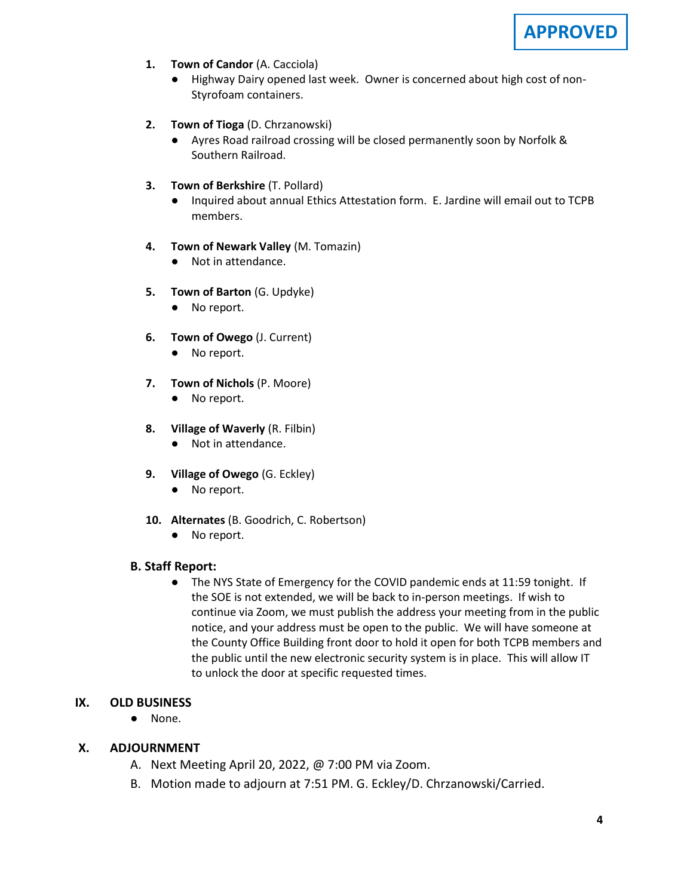**APPROVED**

1. **Town of Candor** (A. Cacciola)
   - Highway Dairy opened last week. Owner is concerned about high cost of non-Styrofoam containers.

2. **Town of Tioga** (D. Chrzanowski)
   - Ayres Road railroad crossing will be closed permanently soon by Norfolk & Southern Railroad.

3. **Town of Berkshire** (T. Pollard)
   - Inquired about annual Ethics Attestation form. E. Jardine will email out to TCPB members.

4. **Town of Newark Valley** (M. Tomazin)
   - Not in attendance.

5. **Town of Barton** (G. Updyke)
   - No report.

6. **Town of Owego** (J. Current)
   - No report.

7. **Town of Nichols** (P. Moore)
   - No report.

8. **Village of Waverly** (R. Filbin)
   - Not in attendance.

9. **Village of Owego** (G. Eckley)
   - No report.

10. **Alternates** (B. Goodrich, C. Robertson)
    - No report.

**B. Staff Report:**

- The NYS State of Emergency for the COVID pandemic ends at 11:59 tonight. If the SOE is not extended, we will be back to in-person meetings. If wish to continue via Zoom, we must publish the address your meeting from in the public notice, and your address must be open to the public. We will have someone at the County Office Building front door to hold it open for both TCPB members and the public until the new electronic security system is in place. This will allow IT to unlock the door at specific requested times.

## IX. OLD BUSINESS

- None.

## X. ADJOURNMENT

A. Next Meeting April 20, 2022, @ 7:00 PM via Zoom.

B. Motion made to adjourn at 7:51 PM. G. Eckley/D. Chrzanowski/Carried.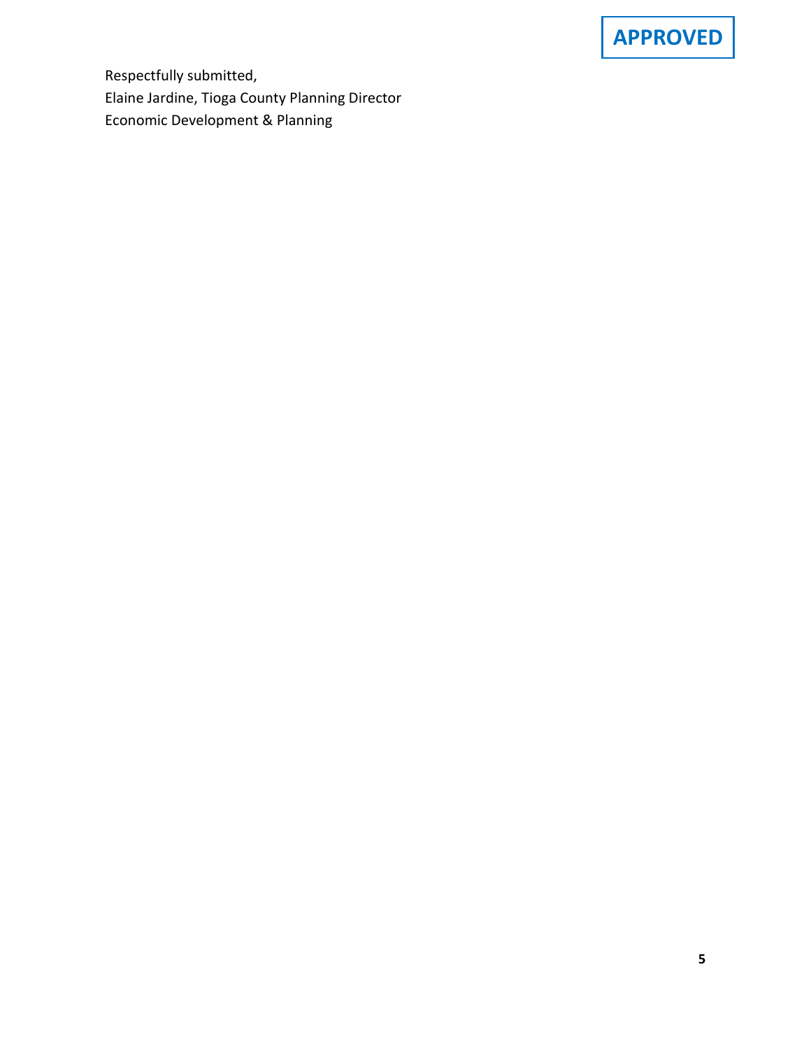**APPROVED**

Respectfully submitted,
Elaine Jardine, Tioga County Planning Director
Economic Development & Planning